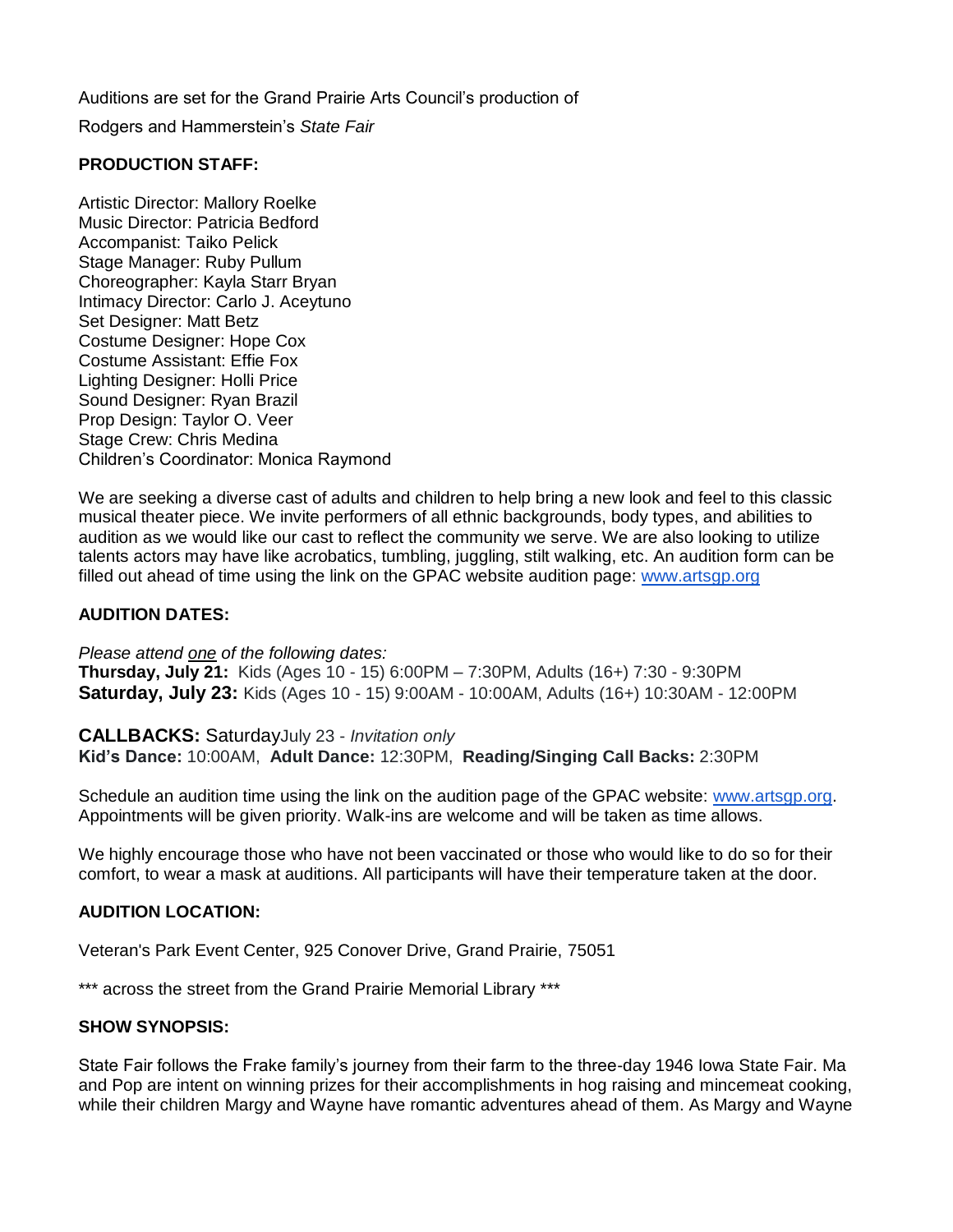Auditions are set for the Grand Prairie Arts Council's production of

Rodgers and Hammerstein's *State Fair*

**PRODUCTION STAFF:**

Artistic Director: Mallory Roelke
Music Director: Patricia Bedford
Accompanist: Taiko Pelick
Stage Manager: Ruby Pullum
Choreographer: Kayla Starr Bryan
Intimacy Director: Carlo J. Aceytuno
Set Designer: Matt Betz
Costume Designer: Hope Cox
Costume Assistant: Effie Fox
Lighting Designer: Holli Price
Sound Designer: Ryan Brazil
Prop Design: Taylor O. Veer
Stage Crew: Chris Medina
Children's Coordinator: Monica Raymond

We are seeking a diverse cast of adults and children to help bring a new look and feel to this classic musical theater piece. We invite performers of all ethnic backgrounds, body types, and abilities to audition as we would like our cast to reflect the community we serve. We are also looking to utilize talents actors may have like acrobatics, tumbling, juggling, stilt walking, etc. An audition form can be filled out ahead of time using the link on the GPAC website audition page: www.artsgp.org

**AUDITION DATES:**

*Please attend one of the following dates:*
**Thursday, July 21:** Kids (Ages 10 - 15) 6:00PM – 7:30PM, Adults (16+) 7:30 - 9:30PM
**Saturday, July 23:** Kids (Ages 10 - 15) 9:00AM - 10:00AM, Adults (16+) 10:30AM - 12:00PM

**CALLBACKS:** Saturday July 23 - *Invitation only*
**Kid's Dance:** 10:00AM, **Adult Dance:** 12:30PM, **Reading/Singing Call Backs:** 2:30PM

Schedule an audition time using the link on the audition page of the GPAC website: www.artsgp.org. Appointments will be given priority. Walk-ins are welcome and will be taken as time allows.

We highly encourage those who have not been vaccinated or those who would like to do so for their comfort, to wear a mask at auditions. All participants will have their temperature taken at the door.

**AUDITION LOCATION:**

Veteran's Park Event Center, 925 Conover Drive, Grand Prairie, 75051

*** across the street from the Grand Prairie Memorial Library ***

**SHOW SYNOPSIS:**

State Fair follows the Frake family's journey from their farm to the three-day 1946 Iowa State Fair. Ma and Pop are intent on winning prizes for their accomplishments in hog raising and mincemeat cooking, while their children Margy and Wayne have romantic adventures ahead of them. As Margy and Wayne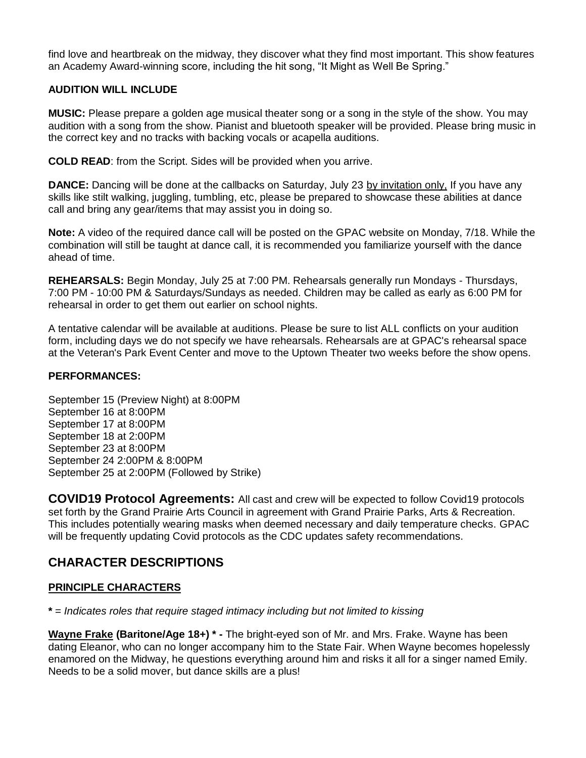find love and heartbreak on the midway, they discover what they find most important. This show features an Academy Award-winning score, including the hit song, "It Might as Well Be Spring."

**AUDITION WILL INCLUDE**

**MUSIC:** Please prepare a golden age musical theater song or a song in the style of the show. You may audition with a song from the show. Pianist and bluetooth speaker will be provided. Please bring music in the correct key and no tracks with backing vocals or acapella auditions.

**COLD READ**: from the Script. Sides will be provided when you arrive.

**DANCE:** Dancing will be done at the callbacks on Saturday, July 23 <u>by invitation only,</u> If you have any skills like stilt walking, juggling, tumbling, etc, please be prepared to showcase these abilities at dance call and bring any gear/items that may assist you in doing so.

**Note:** A video of the required dance call will be posted on the GPAC website on Monday, 7/18. While the combination will still be taught at dance call, it is recommended you familiarize yourself with the dance ahead of time.

**REHEARSALS:** Begin Monday, July 25 at 7:00 PM. Rehearsals generally run Mondays - Thursdays, 7:00 PM - 10:00 PM & Saturdays/Sundays as needed. Children may be called as early as 6:00 PM for rehearsal in order to get them out earlier on school nights.

A tentative calendar will be available at auditions. Please be sure to list ALL conflicts on your audition form, including days we do not specify we have rehearsals. Rehearsals are at GPAC's rehearsal space at the Veteran's Park Event Center and move to the Uptown Theater two weeks before the show opens.

**PERFORMANCES:**

September 15 (Preview Night) at 8:00PM
September 16 at 8:00PM
September 17 at 8:00PM
September 18 at 2:00PM
September 23 at 8:00PM
September 24 2:00PM & 8:00PM
September 25 at 2:00PM (Followed by Strike)

**COVID19 Protocol Agreements:** All cast and crew will be expected to follow Covid19 protocols set forth by the Grand Prairie Arts Council in agreement with Grand Prairie Parks, Arts & Recreation. This includes potentially wearing masks when deemed necessary and daily temperature checks. GPAC will be frequently updating Covid protocols as the CDC updates safety recommendations.

## CHARACTER DESCRIPTIONS

### <u>PRINCIPLE CHARACTERS</u>

**\*** = *Indicates roles that require staged intimacy including but not limited to kissing*

**<u>Wayne Frake</u> (Baritone/Age 18+) \* -** The bright-eyed son of Mr. and Mrs. Frake. Wayne has been dating Eleanor, who can no longer accompany him to the State Fair. When Wayne becomes hopelessly enamored on the Midway, he questions everything around him and risks it all for a singer named Emily. Needs to be a solid mover, but dance skills are a plus!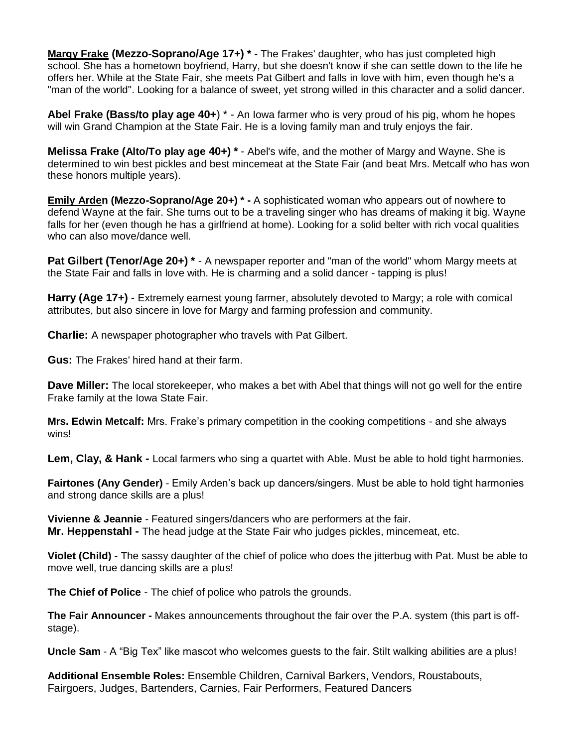**Margy Frake (Mezzo-Soprano/Age 17+) * -** The Frakes' daughter, who has just completed high school. She has a hometown boyfriend, Harry, but she doesn't know if she can settle down to the life he offers her. While at the State Fair, she meets Pat Gilbert and falls in love with him, even though he's a "man of the world". Looking for a balance of sweet, yet strong willed in this character and a solid dancer.

**Abel Frake (Bass/to play age 40+)** * - An Iowa farmer who is very proud of his pig, whom he hopes will win Grand Champion at the State Fair. He is a loving family man and truly enjoys the fair.

**Melissa Frake (Alto/To play age 40+) * -** Abel's wife, and the mother of Margy and Wayne. She is determined to win best pickles and best mincemeat at the State Fair (and beat Mrs. Metcalf who has won these honors multiple years).

**Emily Arden (Mezzo-Soprano/Age 20+) * -** A sophisticated woman who appears out of nowhere to defend Wayne at the fair. She turns out to be a traveling singer who has dreams of making it big. Wayne falls for her (even though he has a girlfriend at home). Looking for a solid belter with rich vocal qualities who can also move/dance well.

**Pat Gilbert (Tenor/Age 20+) *** - A newspaper reporter and "man of the world" whom Margy meets at the State Fair and falls in love with. He is charming and a solid dancer - tapping is plus!

**Harry (Age 17+)** - Extremely earnest young farmer, absolutely devoted to Margy; a role with comical attributes, but also sincere in love for Margy and farming profession and community.

**Charlie:** A newspaper photographer who travels with Pat Gilbert.

**Gus:** The Frakes' hired hand at their farm.

**Dave Miller:** The local storekeeper, who makes a bet with Abel that things will not go well for the entire Frake family at the Iowa State Fair.

**Mrs. Edwin Metcalf:** Mrs. Frake's primary competition in the cooking competitions - and she always wins!

**Lem, Clay, & Hank -** Local farmers who sing a quartet with Able. Must be able to hold tight harmonies.

**Fairtones (Any Gender)** - Emily Arden's back up dancers/singers. Must be able to hold tight harmonies and strong dance skills are a plus!

**Vivienne & Jeannie** - Featured singers/dancers who are performers at the fair.
**Mr. Heppenstahl -** The head judge at the State Fair who judges pickles, mincemeat, etc.

**Violet (Child)** - The sassy daughter of the chief of police who does the jitterbug with Pat. Must be able to move well, true dancing skills are a plus!

**The Chief of Police** - The chief of police who patrols the grounds.

**The Fair Announcer -** Makes announcements throughout the fair over the P.A. system (this part is off-stage).

**Uncle Sam** - A "Big Tex" like mascot who welcomes guests to the fair. Stilt walking abilities are a plus!

**Additional Ensemble Roles:** Ensemble Children, Carnival Barkers, Vendors, Roustabouts, Fairgoers, Judges, Bartenders, Carnies, Fair Performers, Featured Dancers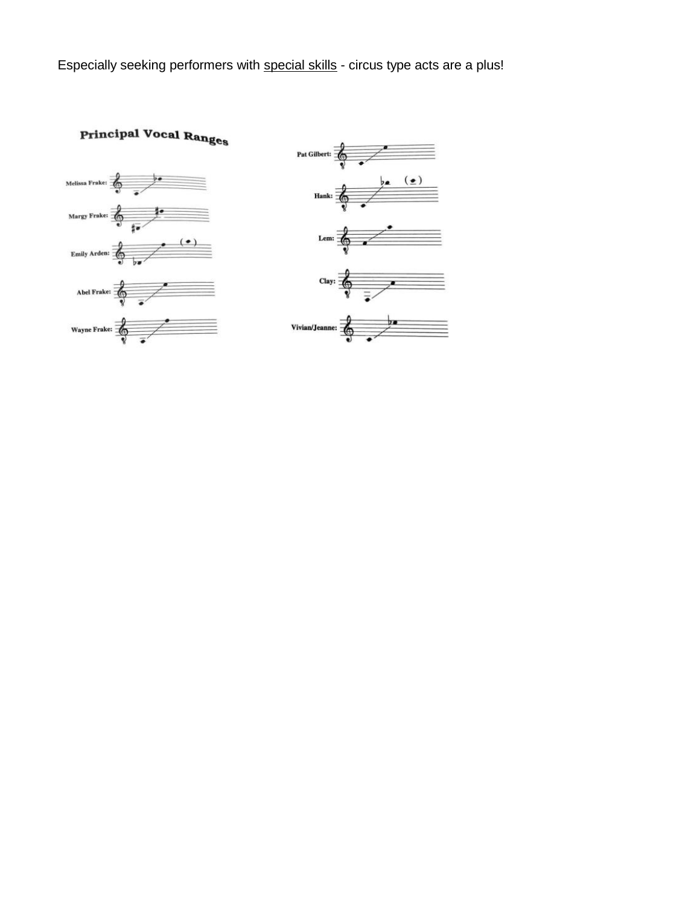Especially seeking performers with special skills - circus type acts are a plus!

Principal Vocal Ranges

Melissa Frake:

Margy Frake:

Emily Arden:

Abel Frake:

Wayne Frake:

Pat Gilbert:

Hank:

Lem:

Clay:

Vivian/Jeanne: